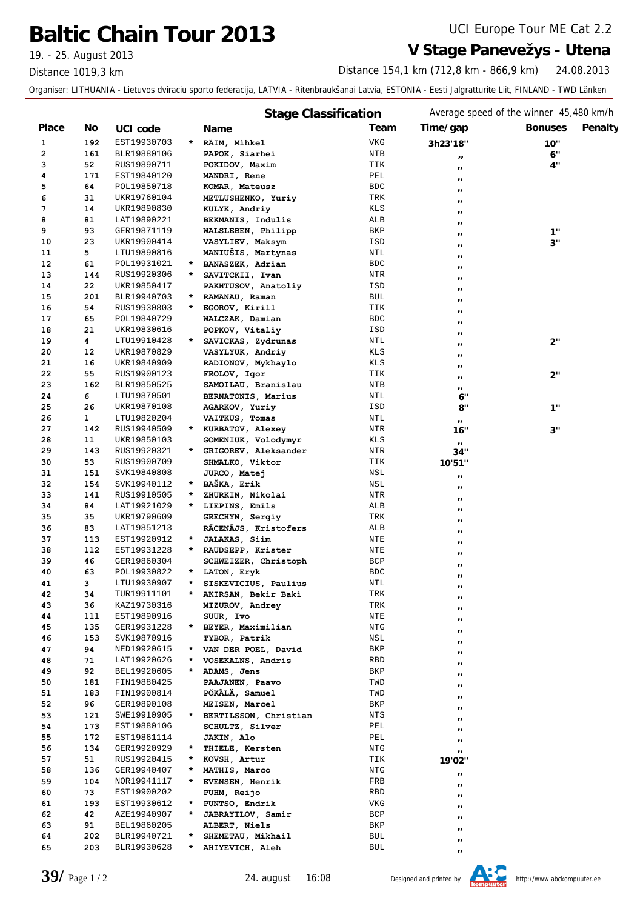# Baltic Chain Tour 2013

19. - 25. August 2013

Distance 1019,3 km

UCI Europe Tour ME Cat 2.2

## V Stage Panevežys - Utena

Distance 154,1 km (712,8 km - 866,9 km) 24.08.2013

Organiser: LITHUANIA - Lietuvos dviraciu sporto federacija, LATVIA - Ritenbraukšanai Latvia, ESTONIA - Eesti Jalgratturite Liit, FINLAND - TWD Länken

### Stage Classification

Average speed of the winner 45,480 km/h

| Place | No | UCI code | | Name | Team | Time/gap | Bonuses | Penalty |
|---|---|---|---|---|---|---|---|---|
| 1 | 192 | EST19930703 | * | RÄIM, Mihkel | VKG | 3h23'18'' | 10'' | |
| 2 | 161 | BLR19880106 | | PAPOK, Siarhei | NTB | ,, | 6'' | |
| 3 | 52 | RUS19890711 | | POKIDOV, Maxim | TIK | ,, | 4'' | |
| 4 | 171 | EST19840120 | | MANDRI, Rene | PEL | ,, | | |
| 5 | 64 | POL19850718 | | KOMAR, Mateusz | BDC | ,, | | |
| 6 | 31 | UKR19760104 | | METLUSHENKO, Yuriy | TRK | ,, | | |
| 7 | 14 | UKR19890830 | | KULYK, Andriy | KLS | ,, | | |
| 8 | 81 | LAT19890221 | | BEKMANIS, Indulis | ALB | ,, | | |
| 9 | 93 | GER19871119 | | WALSLEBEN, Philipp | BKP | ,, | 1'' | |
| 10 | 23 | UKR19900414 | | VASYLIEV, Maksym | ISD | ,, | 3'' | |
| 11 | 5 | LTU19890816 | | MANIUŠIS, Martynas | NTL | ,, | | |
| 12 | 61 | POL19931021 | * | BANASZEK, Adrian | BDC | ,, | | |
| 13 | 144 | RUS19920306 | * | SAVITCKII, Ivan | NTR | ,, | | |
| 14 | 22 | UKR19850417 | | PAKHTUSOV, Anatoliy | ISD | ,, | | |
| 15 | 201 | BLR19940703 | * | RAMANAU, Raman | BUL | ,, | | |
| 16 | 54 | RUS19930803 | * | EGOROV, Kirill | TIK | ,, | | |
| 17 | 65 | POL19840729 | | WALCZAK, Damian | BDC | ,, | | |
| 18 | 21 | UKR19830616 | | POPKOV, Vitaliy | ISD | ,, | | |
| 19 | 4 | LTU19910428 | * | SAVICKAS, Zydrunas | NTL | ,, | 2'' | |
| 20 | 12 | UKR19870829 | | VASYLYUK, Andriy | KLS | ,, | | |
| 21 | 16 | UKR19840909 | | RADIONOV, Mykhaylo | KLS | ,, | | |
| 22 | 55 | RUS19900123 | | FROLOV, Igor | TIK | ,, | 2'' | |
| 23 | 162 | BLR19850525 | | SAMOILAU, Branislau | NTB | ,, | | |
| 24 | 6 | LTU19870501 | | BERNATONIS, Marius | NTL | 6'' | | |
| 25 | 26 | UKR19870108 | | AGARKOV, Yuriy | ISD | 8'' | 1'' | |
| 26 | 1 | LTU19820204 | | VAITKUS, Tomas | NTL | ,, | | |
| 27 | 142 | RUS19940509 | * | KURBATOV, Alexey | NTR | 16'' | 3'' | |
| 28 | 11 | UKR19850103 | | GOMENIUK, Volodymyr | KLS | ,, | | |
| 29 | 143 | RUS19920321 | * | GRIGOREV, Aleksander | NTR | 34'' | | |
| 30 | 53 | RUS19900709 | | SHMALKO, Viktor | TIK | 10'51'' | | |
| 31 | 151 | SVK19840808 | | JURCO, Matej | NSL | ,, | | |
| 32 | 154 | SVK19940112 | * | BAŠKA, Erik | NSL | ,, | | |
| 33 | 141 | RUS19910505 | * | ZHURKIN, Nikolai | NTR | ,, | | |
| 34 | 84 | LAT19921029 | * | LIEPINS, Emils | ALB | ,, | | |
| 35 | 35 | UKR19790609 | | GRECHYN, Sergiy | TRK | ,, | | |
| 36 | 83 | LAT19851213 | | RĀCENĀJS, Kristofers | ALB | ,, | | |
| 37 | 113 | EST19920912 | * | JALAKAS, Siim | NTE | ,, | | |
| 38 | 112 | EST19931228 | * | RAUDSEPP, Krister | NTE | ,, | | |
| 39 | 46 | GER19860304 | | SCHWEIZER, Christoph | BCP | ,, | | |
| 40 | 63 | POL19930822 | * | LATON, Eryk | BDC | ,, | | |
| 41 | 3 | LTU19930907 | * | SISKEVICIUS, Paulius | NTL | ,, | | |
| 42 | 34 | TUR19911101 | * | AKIRSAN, Bekir Baki | TRK | ,, | | |
| 43 | 36 | KAZ19730316 | | MIZUROV, Andrey | TRK | ,, | | |
| 44 | 111 | EST19890916 | | SUUR, Ivo | NTE | ,, | | |
| 45 | 135 | GER19931228 | * | BEYER, Maximilian | NTG | ,, | | |
| 46 | 153 | SVK19870916 | | TYBOR, Patrik | NSL | ,, | | |
| 47 | 94 | NED19920615 | * | VAN DER POEL, David | BKP | ,, | | |
| 48 | 71 | LAT19920626 | * | VOSEKALNS, Andris | RBD | ,, | | |
| 49 | 92 | BEL19920605 | * | ADAMS, Jens | BKP | ,, | | |
| 50 | 181 | FIN19880425 | | PAAJANEN, Paavo | TWD | ,, | | |
| 51 | 183 | FIN19900814 | | PÖKÄLÄ, Samuel | TWD | ,, | | |
| 52 | 96 | GER19890108 | | MEISEN, Marcel | BKP | ,, | | |
| 53 | 121 | SWE19910905 | * | BERTILSSON, Christian | NTS | ,, | | |
| 54 | 173 | EST19880106 | | SCHULTZ, Silver | PEL | ,, | | |
| 55 | 172 | EST19861114 | | JAKIN, Alo | PEL | ,, | | |
| 56 | 134 | GER19920929 | * | THIELE, Kersten | NTG | ,, | | |
| 57 | 51 | RUS19920415 | * | KOVSH, Artur | TIK | 19'02'' | | |
| 58 | 136 | GER19940407 | * | MATHIS, Marco | NTG | ,, | | |
| 59 | 104 | NOR19941117 | * | EVENSEN, Henrik | FRB | ,, | | |
| 60 | 73 | EST19900202 | | PUHM, Reijo | RBD | ,, | | |
| 61 | 193 | EST19930612 | * | PUNTSO, Endrik | VKG | ,, | | |
| 62 | 42 | AZE19940907 | * | JABRAYILOV, Samir | BCP | ,, | | |
| 63 | 91 | BEL19860205 | | ALBERT, Niels | BKP | ,, | | |
| 64 | 202 | BLR19940721 | * | SHEMETAU, Mikhail | BUL | ,, | | |
| 65 | 203 | BLR19930628 | * | AHIYEVICH, Aleh | BUL | ,, | | |

24. august 16:08

Designed and printed by http://www.abckompuuter.ee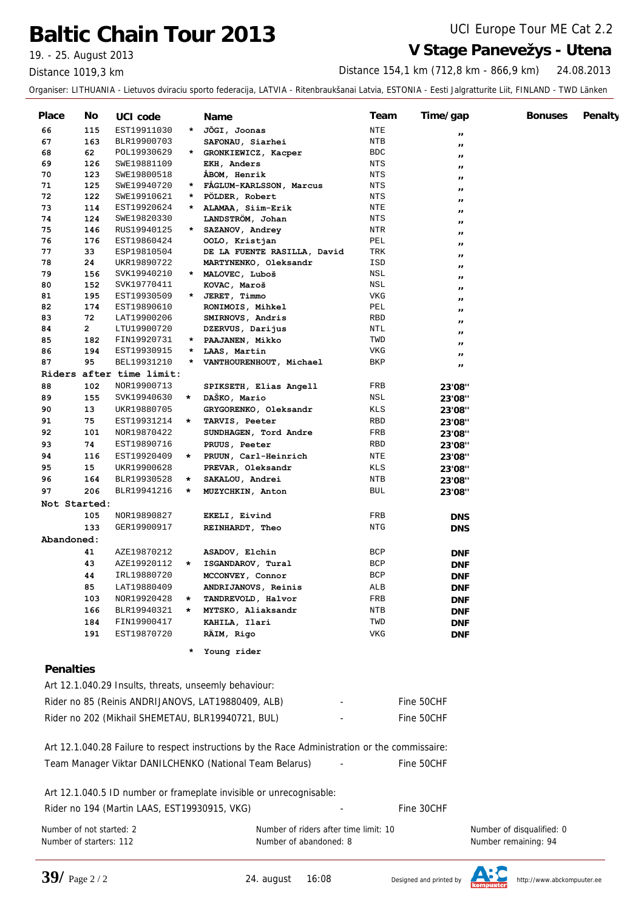# Baltic Chain Tour 2013

19. - 25. August 2013

Distance 1019,3 km

UCI Europe Tour ME Cat 2.2

## V Stage Panevežys - Utena

Distance 154,1 km (712,8 km - 866,9 km) 24.08.2013

Organiser: LITHUANIA - Lietuvos dviraciu sporto federacija, LATVIA - Ritenbraukšanai Latvia, ESTONIA - Eesti Jalgratturite Liit, FINLAND - TWD Länken

| Place | No | UCI code | | Name | Team | Time/gap | Bonuses | Penalty |
|---|---|---|---|---|---|---|---|---|
| 66 | 115 | EST19911030 | * | JÕGI, Joonas | NTE | " | | |
| 67 | 163 | BLR19900703 | | SAFONAU, Siarhei | NTB | " | | |
| 68 | 62 | POL19930629 | * | GRONKIEWICZ, Kacper | BDC | " | | |
| 69 | 126 | SWE19881109 | | EKH, Anders | NTS | " | | |
| 70 | 123 | SWE19800518 | | ÅBOM, Henrik | NTS | " | | |
| 71 | 125 | SWE19940720 | * | FÅGLUM-KARLSSON, Marcus | NTS | " | | |
| 72 | 122 | SWE19910621 | * | PÖLDER, Robert | NTS | " | | |
| 73 | 114 | EST19920624 | * | ALAMAA, Siim-Erik | NTE | " | | |
| 74 | 124 | SWE19820330 | | LANDSTRÖM, Johan | NTS | " | | |
| 75 | 146 | RUS19940125 | * | SAZANOV, Andrey | NTR | " | | |
| 76 | 176 | EST19860424 | | OOLO, Kristjan | PEL | " | | |
| 77 | 33 | ESP19810504 | | DE LA FUENTE RASILLA, David | TRK | " | | |
| 78 | 24 | UKR19890722 | | MARTYNENKO, Oleksandr | ISD | " | | |
| 79 | 156 | SVK19940210 | * | MALOVEC, Luboš | NSL | " | | |
| 80 | 152 | SVK19770411 | | KOVAC, Maroš | NSL | " | | |
| 81 | 195 | EST19930509 | * | JERET, Timmo | VKG | " | | |
| 82 | 174 | EST19890610 | | RONIMOIS, Mihkel | PEL | " | | |
| 83 | 72 | LAT19900206 | | SMIRNOVS, Andris | RBD | " | | |
| 84 | 2 | LTU19900720 | | DZERVUS, Darijus | NTL | " | | |
| 85 | 182 | FIN19920731 | * | PAAJANEN, Mikko | TWD | " | | |
| 86 | 194 | EST19930915 | * | LAAS, Martin | VKG | " | | |
| 87 | 95 | BEL19931210 | * | VANTHOURENHOUT, Michael | BKP | " | | |
| **Riders after time limit:** | | | | | | | | |
| 88 | 102 | NOR19900713 | | SPIKSETH, Elias Angell | FRB | 23'08" | | |
| 89 | 155 | SVK19940630 | * | DAŠKO, Mario | NSL | 23'08" | | |
| 90 | 13 | UKR19880705 | | GRYGORENKO, Oleksandr | KLS | 23'08" | | |
| 91 | 75 | EST19931214 | * | TARVIS, Peeter | RBD | 23'08" | | |
| 92 | 101 | NOR19870422 | | SUNDHAGEN, Tord Andre | FRB | 23'08" | | |
| 93 | 74 | EST19890716 | | PRUUS, Peeter | RBD | 23'08" | | |
| 94 | 116 | EST19920409 | * | PRUUN, Carl-Heinrich | NTE | 23'08" | | |
| 95 | 15 | UKR19900628 | | PREVAR, Oleksandr | KLS | 23'08" | | |
| 96 | 164 | BLR19930528 | * | SAKALOU, Andrei | NTB | 23'08" | | |
| 97 | 206 | BLR19941216 | * | MUZYCHKIN, Anton | BUL | 23'08" | | |
| **Not Started:** | | | | | | | | |
| | 105 | NOR19890827 | | EKELI, Eivind | FRB | DNS | | |
| | 133 | GER19900917 | | REINHARDT, Theo | NTG | DNS | | |
| **Abandoned:** | | | | | | | | |
| | 41 | AZE19870212 | | ASADOV, Elchin | BCP | DNF | | |
| | 43 | AZE19920112 | * | ISGANDAROV, Tural | BCP | DNF | | |
| | 44 | IRL19880720 | | MCCONVEY, Connor | BCP | DNF | | |
| | 85 | LAT19880409 | | ANDRIJANOVS, Reinis | ALB | DNF | | |
| | 103 | NOR19920428 | * | TANDREVOLD, Halvor | FRB | DNF | | |
| | 166 | BLR19940321 | * | MYTSKO, Aliaksandr | NTB | DNF | | |
| | 184 | FIN19900417 | | KAHILA, Ilari | TWD | DNF | | |
| | 191 | EST19870720 | | RÄIM, Rigo | VKG | DNF | | |

\* Young rider

### Penalties

Art 12.1.040.29 Insults, threats, unseemly behaviour:

Rider no 85 (Reinis ANDRIJANOVS, LAT19880409, ALB) - Fine 50CHF

Rider no 202 (Mikhail SHEMETAU, BLR19940721, BUL) - Fine 50CHF

Art 12.1.040.28 Failure to respect instructions by the Race Administration or the commissaire:

Team Manager Viktar DANILCHENKO (National Team Belarus) - Fine 50CHF

Art 12.1.040.5 ID number or frameplate invisible or unrecognisable:

Rider no 194 (Martin LAAS, EST19930915, VKG) - Fine 30CHF

Number of not started: 2
Number of starters: 112

Number of riders after time limit: 10
Number of abandoned: 8

Number of disqualified: 0
Number remaining: 94

39/

24. august 16:08

Designed and printed by ABC kompuuter http://www.abckompuuter.ee